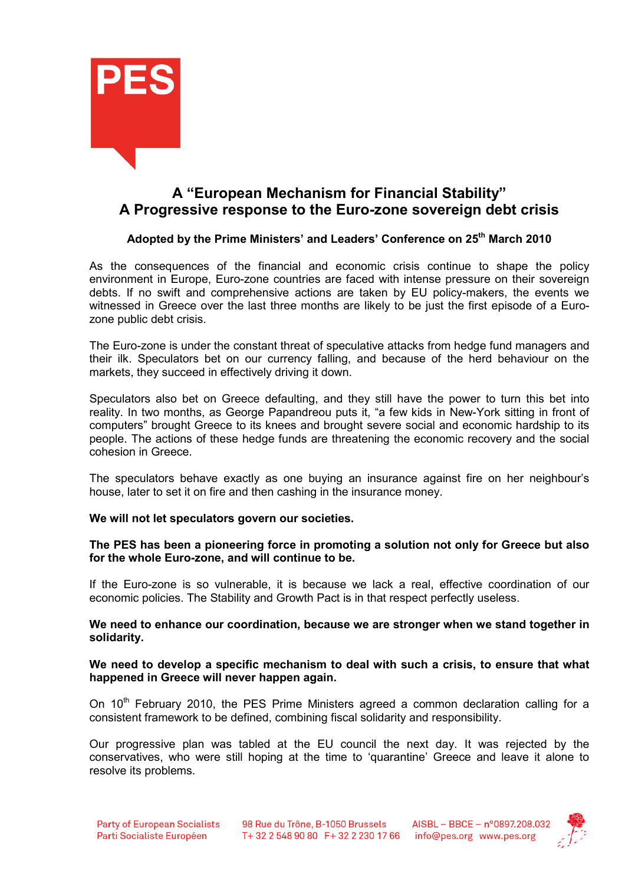# A "European Mechanism for Financial Stability"
# A Progressive response to the Euro-zone sovereign debt crisis

### Adopted by the Prime Ministers' and Leaders' Conference on 25th March 2010

As the consequences of the financial and economic crisis continue to shape the policy environment in Europe, Euro-zone countries are faced with intense pressure on their sovereign debts. If no swift and comprehensive actions are taken by EU policy-makers, the events we witnessed in Greece over the last three months are likely to be just the first episode of a Euro-zone public debt crisis.

The Euro-zone is under the constant threat of speculative attacks from hedge fund managers and their ilk. Speculators bet on our currency falling, and because of the herd behaviour on the markets, they succeed in effectively driving it down.

Speculators also bet on Greece defaulting, and they still have the power to turn this bet into reality. In two months, as George Papandreou puts it, "a few kids in New-York sitting in front of computers" brought Greece to its knees and brought severe social and economic hardship to its people. The actions of these hedge funds are threatening the economic recovery and the social cohesion in Greece.

The speculators behave exactly as one buying an insurance against fire on her neighbour's house, later to set it on fire and then cashing in the insurance money.

**We will not let speculators govern our societies.**

**The PES has been a pioneering force in promoting a solution not only for Greece but also for the whole Euro-zone, and will continue to be.**

If the Euro-zone is so vulnerable, it is because we lack a real, effective coordination of our economic policies. The Stability and Growth Pact is in that respect perfectly useless.

**We need to enhance our coordination, because we are stronger when we stand together in solidarity.**

**We need to develop a specific mechanism to deal with such a crisis, to ensure that what happened in Greece will never happen again.**

On 10th February 2010, the PES Prime Ministers agreed a common declaration calling for a consistent framework to be defined, combining fiscal solidarity and responsibility.

Our progressive plan was tabled at the EU council the next day. It was rejected by the conservatives, who were still hoping at the time to 'quarantine' Greece and leave it alone to resolve its problems.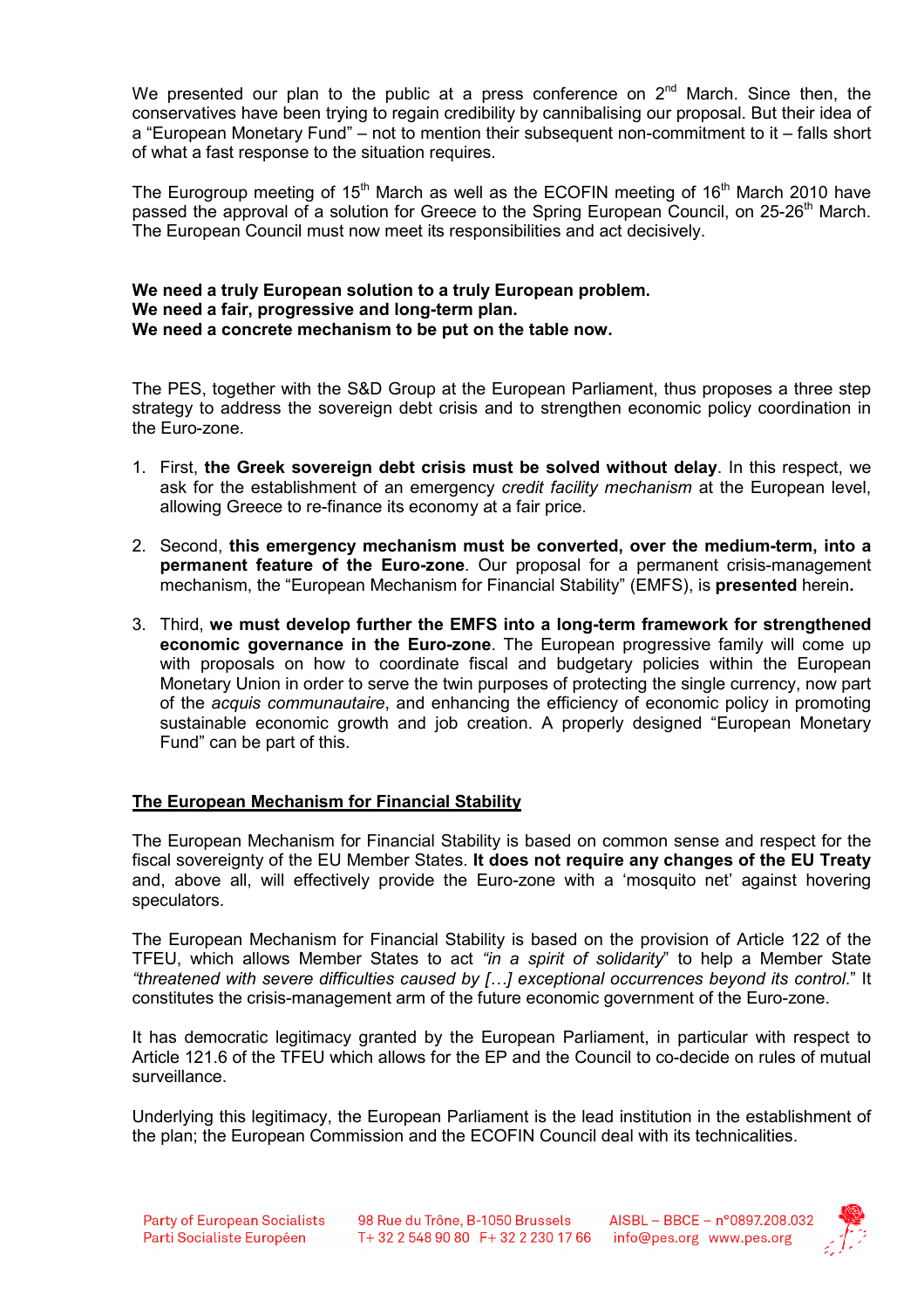We presented our plan to the public at a press conference on 2nd March. Since then, the conservatives have been trying to regain credibility by cannibalising our proposal. But their idea of a "European Monetary Fund" – not to mention their subsequent non-commitment to it – falls short of what a fast response to the situation requires.

The Eurogroup meeting of 15th March as well as the ECOFIN meeting of 16th March 2010 have passed the approval of a solution for Greece to the Spring European Council, on 25-26th March. The European Council must now meet its responsibilities and act decisively.

**We need a truly European solution to a truly European problem.**
**We need a fair, progressive and long-term plan.**
**We need a concrete mechanism to be put on the table now.**

The PES, together with the S&D Group at the European Parliament, thus proposes a three step strategy to address the sovereign debt crisis and to strengthen economic policy coordination in the Euro-zone.

1. First, **the Greek sovereign debt crisis must be solved without delay**. In this respect, we ask for the establishment of an emergency *credit facility mechanism* at the European level, allowing Greece to re-finance its economy at a fair price.

2. Second, **this emergency mechanism must be converted, over the medium-term, into a permanent feature of the Euro-zone**. Our proposal for a permanent crisis-management mechanism, the "European Mechanism for Financial Stability" (EMFS), is **presented** herein**.**

3. Third, **we must develop further the EMFS into a long-term framework for strengthened economic governance in the Euro-zone**. The European progressive family will come up with proposals on how to coordinate fiscal and budgetary policies within the European Monetary Union in order to serve the twin purposes of protecting the single currency, now part of the *acquis communautaire*, and enhancing the efficiency of economic policy in promoting sustainable economic growth and job creation. A properly designed "European Monetary Fund" can be part of this.

## The European Mechanism for Financial Stability

The European Mechanism for Financial Stability is based on common sense and respect for the fiscal sovereignty of the EU Member States. **It does not require any changes of the EU Treaty** and, above all, will effectively provide the Euro-zone with a 'mosquito net' against hovering speculators.

The European Mechanism for Financial Stability is based on the provision of Article 122 of the TFEU, which allows Member States to act *"in a spirit of solidarity*" to help a Member State *"threatened with severe difficulties caused by […] exceptional occurrences beyond its control*." It constitutes the crisis-management arm of the future economic government of the Euro-zone.

It has democratic legitimacy granted by the European Parliament, in particular with respect to Article 121.6 of the TFEU which allows for the EP and the Council to co-decide on rules of mutual surveillance.

Underlying this legitimacy, the European Parliament is the lead institution in the establishment of the plan; the European Commission and the ECOFIN Council deal with its technicalities.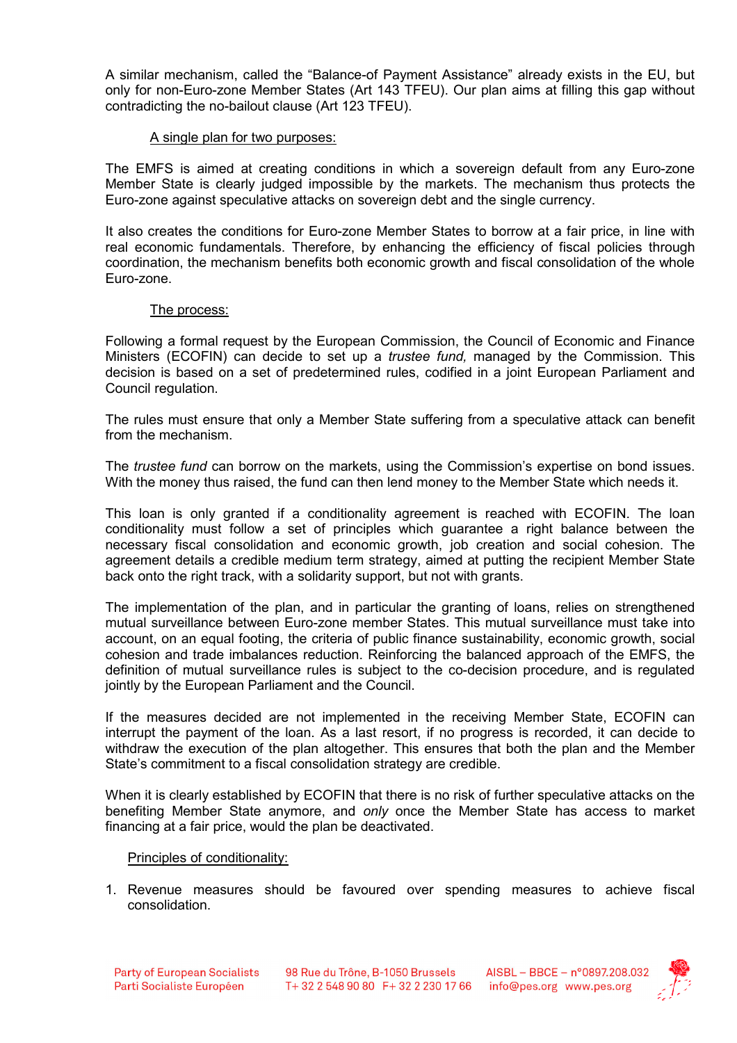A similar mechanism, called the "Balance-of Payment Assistance" already exists in the EU, but only for non-Euro-zone Member States (Art 143 TFEU). Our plan aims at filling this gap without contradicting the no-bailout clause (Art 123 TFEU).

<u>A single plan for two purposes:</u>

The EMFS is aimed at creating conditions in which a sovereign default from any Euro-zone Member State is clearly judged impossible by the markets. The mechanism thus protects the Euro-zone against speculative attacks on sovereign debt and the single currency.

It also creates the conditions for Euro-zone Member States to borrow at a fair price, in line with real economic fundamentals. Therefore, by enhancing the efficiency of fiscal policies through coordination, the mechanism benefits both economic growth and fiscal consolidation of the whole Euro-zone.

<u>The process:</u>

Following a formal request by the European Commission, the Council of Economic and Finance Ministers (ECOFIN) can decide to set up a *trustee fund,* managed by the Commission. This decision is based on a set of predetermined rules, codified in a joint European Parliament and Council regulation.

The rules must ensure that only a Member State suffering from a speculative attack can benefit from the mechanism.

The *trustee fund* can borrow on the markets, using the Commission's expertise on bond issues. With the money thus raised, the fund can then lend money to the Member State which needs it.

This loan is only granted if a conditionality agreement is reached with ECOFIN. The loan conditionality must follow a set of principles which guarantee a right balance between the necessary fiscal consolidation and economic growth, job creation and social cohesion. The agreement details a credible medium term strategy, aimed at putting the recipient Member State back onto the right track, with a solidarity support, but not with grants.

The implementation of the plan, and in particular the granting of loans, relies on strengthened mutual surveillance between Euro-zone member States. This mutual surveillance must take into account, on an equal footing, the criteria of public finance sustainability, economic growth, social cohesion and trade imbalances reduction. Reinforcing the balanced approach of the EMFS, the definition of mutual surveillance rules is subject to the co-decision procedure, and is regulated jointly by the European Parliament and the Council.

If the measures decided are not implemented in the receiving Member State, ECOFIN can interrupt the payment of the loan. As a last resort, if no progress is recorded, it can decide to withdraw the execution of the plan altogether. This ensures that both the plan and the Member State's commitment to a fiscal consolidation strategy are credible.

When it is clearly established by ECOFIN that there is no risk of further speculative attacks on the benefiting Member State anymore, and *only* once the Member State has access to market financing at a fair price, would the plan be deactivated.

<u>Principles of conditionality:</u>

1. Revenue measures should be favoured over spending measures to achieve fiscal consolidation.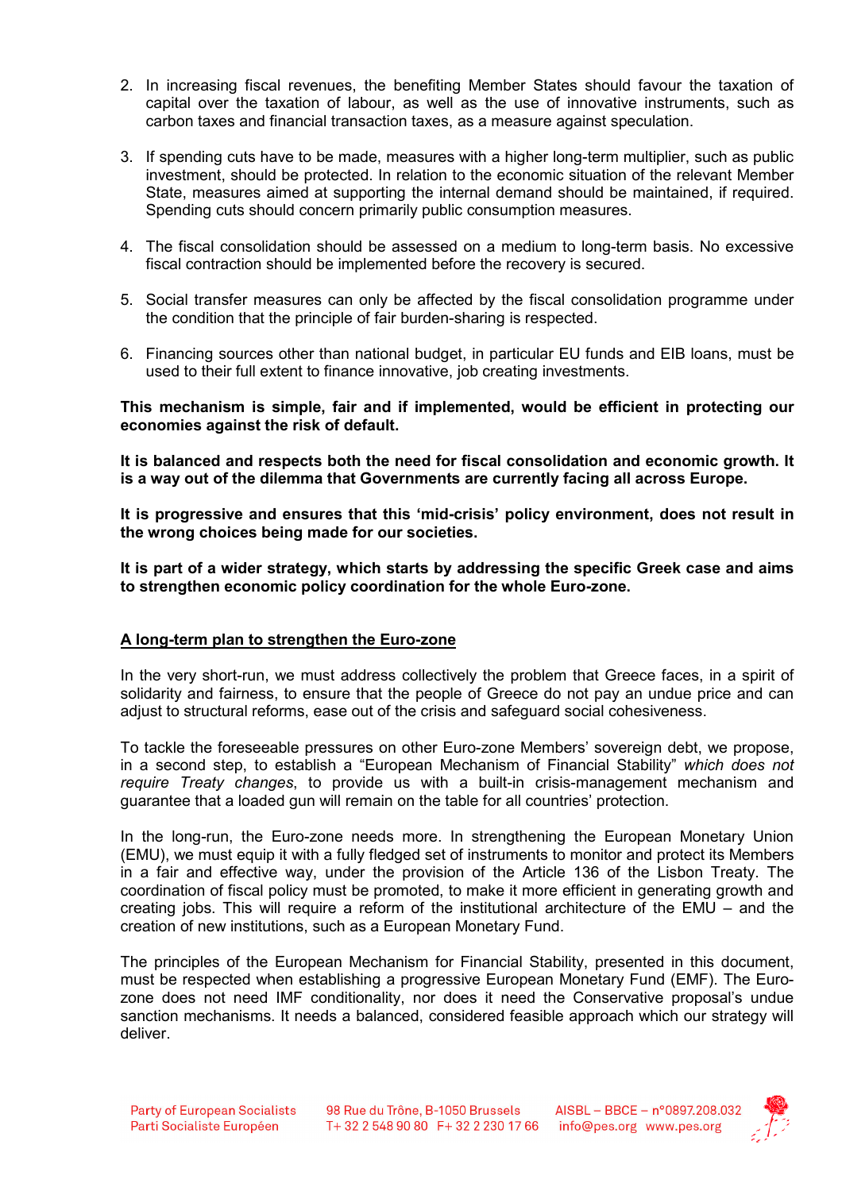2. In increasing fiscal revenues, the benefiting Member States should favour the taxation of capital over the taxation of labour, as well as the use of innovative instruments, such as carbon taxes and financial transaction taxes, as a measure against speculation.

3. If spending cuts have to be made, measures with a higher long-term multiplier, such as public investment, should be protected. In relation to the economic situation of the relevant Member State, measures aimed at supporting the internal demand should be maintained, if required. Spending cuts should concern primarily public consumption measures.

4. The fiscal consolidation should be assessed on a medium to long-term basis. No excessive fiscal contraction should be implemented before the recovery is secured.

5. Social transfer measures can only be affected by the fiscal consolidation programme under the condition that the principle of fair burden-sharing is respected.

6. Financing sources other than national budget, in particular EU funds and EIB loans, must be used to their full extent to finance innovative, job creating investments.

**This mechanism is simple, fair and if implemented, would be efficient in protecting our economies against the risk of default.**

**It is balanced and respects both the need for fiscal consolidation and economic growth. It is a way out of the dilemma that Governments are currently facing all across Europe.**

**It is progressive and ensures that this 'mid-crisis' policy environment, does not result in the wrong choices being made for our societies.**

**It is part of a wider strategy, which starts by addressing the specific Greek case and aims to strengthen economic policy coordination for the whole Euro-zone.**

**<u>A long-term plan to strengthen the Euro-zone</u>**

In the very short-run, we must address collectively the problem that Greece faces, in a spirit of solidarity and fairness, to ensure that the people of Greece do not pay an undue price and can adjust to structural reforms, ease out of the crisis and safeguard social cohesiveness.

To tackle the foreseeable pressures on other Euro-zone Members' sovereign debt, we propose, in a second step, to establish a "European Mechanism of Financial Stability" *which does not require Treaty changes*, to provide us with a built-in crisis-management mechanism and guarantee that a loaded gun will remain on the table for all countries' protection.

In the long-run, the Euro-zone needs more. In strengthening the European Monetary Union (EMU), we must equip it with a fully fledged set of instruments to monitor and protect its Members in a fair and effective way, under the provision of the Article 136 of the Lisbon Treaty. The coordination of fiscal policy must be promoted, to make it more efficient in generating growth and creating jobs. This will require a reform of the institutional architecture of the EMU – and the creation of new institutions, such as a European Monetary Fund.

The principles of the European Mechanism for Financial Stability, presented in this document, must be respected when establishing a progressive European Monetary Fund (EMF). The Euro-zone does not need IMF conditionality, nor does it need the Conservative proposal's undue sanction mechanisms. It needs a balanced, considered feasible approach which our strategy will deliver.